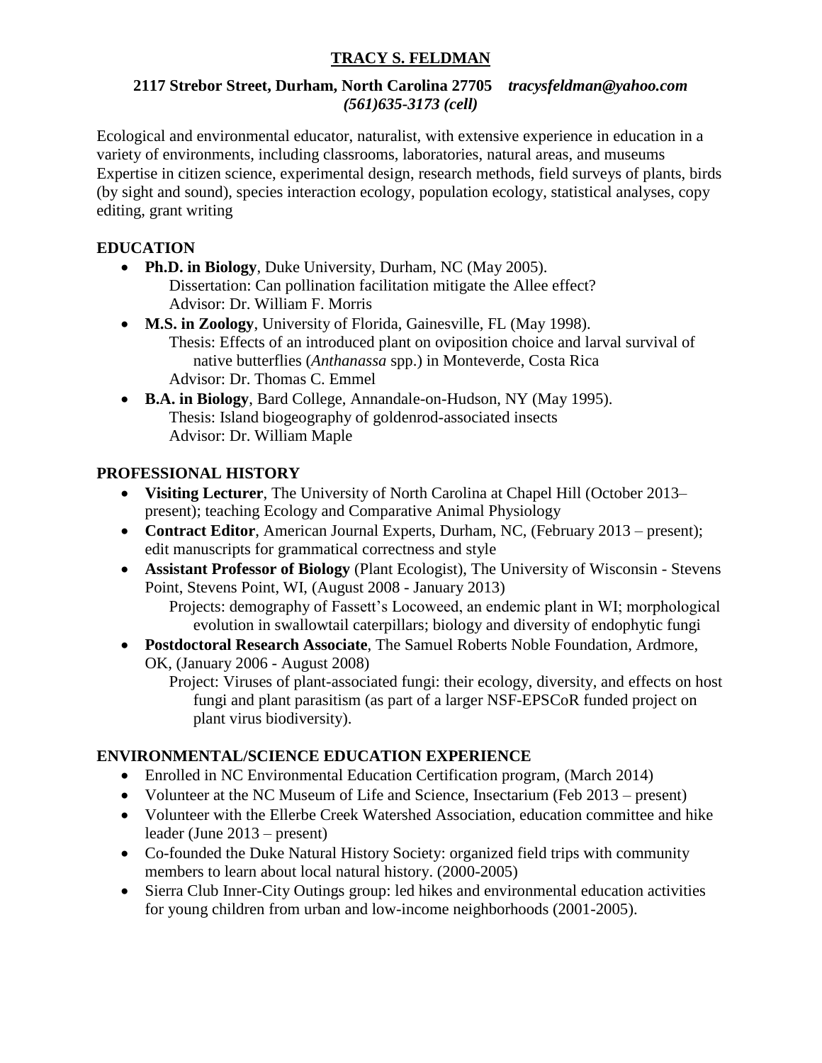# TRACY S. FELDMAN

**2117 Strebor Street, Durham, North Carolina 27705** ***tracysfeldman@yahoo.com***
***(561)635-3173 (cell)***

Ecological and environmental educator, naturalist, with extensive experience in education in a variety of environments, including classrooms, laboratories, natural areas, and museums
Expertise in citizen science, experimental design, research methods, field surveys of plants, birds (by sight and sound), species interaction ecology, population ecology, statistical analyses, copy editing, grant writing

## EDUCATION

- **Ph.D. in Biology**, Duke University, Durham, NC (May 2005).
  Dissertation: Can pollination facilitation mitigate the Allee effect?
  Advisor: Dr. William F. Morris
- **M.S. in Zoology**, University of Florida, Gainesville, FL (May 1998).
  Thesis: Effects of an introduced plant on oviposition choice and larval survival of native butterflies (*Anthanassa* spp.) in Monteverde, Costa Rica
  Advisor: Dr. Thomas C. Emmel
- **B.A. in Biology**, Bard College, Annandale-on-Hudson, NY (May 1995).
  Thesis: Island biogeography of goldenrod-associated insects
  Advisor: Dr. William Maple

## PROFESSIONAL HISTORY

- **Visiting Lecturer**, The University of North Carolina at Chapel Hill (October 2013–present); teaching Ecology and Comparative Animal Physiology
- **Contract Editor**, American Journal Experts, Durham, NC, (February 2013 – present); edit manuscripts for grammatical correctness and style
- **Assistant Professor of Biology** (Plant Ecologist), The University of Wisconsin - Stevens Point, Stevens Point, WI, (August 2008 - January 2013)
  Projects: demography of Fassett's Locoweed, an endemic plant in WI; morphological evolution in swallowtail caterpillars; biology and diversity of endophytic fungi
- **Postdoctoral Research Associate**, The Samuel Roberts Noble Foundation, Ardmore, OK, (January 2006 - August 2008)
  Project: Viruses of plant-associated fungi: their ecology, diversity, and effects on host fungi and plant parasitism (as part of a larger NSF-EPSCoR funded project on plant virus biodiversity).

## ENVIRONMENTAL/SCIENCE EDUCATION EXPERIENCE

- Enrolled in NC Environmental Education Certification program, (March 2014)
- Volunteer at the NC Museum of Life and Science, Insectarium (Feb 2013 – present)
- Volunteer with the Ellerbe Creek Watershed Association, education committee and hike leader (June 2013 – present)
- Co-founded the Duke Natural History Society: organized field trips with community members to learn about local natural history. (2000-2005)
- Sierra Club Inner-City Outings group: led hikes and environmental education activities for young children from urban and low-income neighborhoods (2001-2005).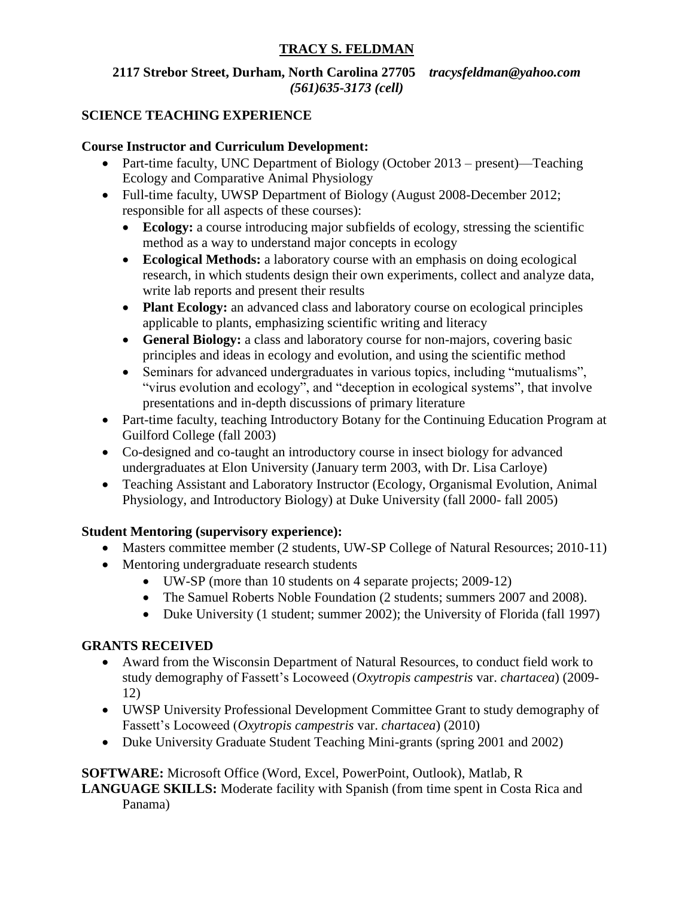# TRACY S. FELDMAN

**2117 Strebor Street, Durham, North Carolina 27705** ***tracysfeldman@yahoo.com***
***(561)635-3173 (cell)***

## SCIENCE TEACHING EXPERIENCE

### Course Instructor and Curriculum Development:

- Part-time faculty, UNC Department of Biology (October 2013 – present)—Teaching Ecology and Comparative Animal Physiology
- Full-time faculty, UWSP Department of Biology (August 2008-December 2012; responsible for all aspects of these courses):
    - **Ecology:** a course introducing major subfields of ecology, stressing the scientific method as a way to understand major concepts in ecology
    - **Ecological Methods:** a laboratory course with an emphasis on doing ecological research, in which students design their own experiments, collect and analyze data, write lab reports and present their results
    - **Plant Ecology:** an advanced class and laboratory course on ecological principles applicable to plants, emphasizing scientific writing and literacy
    - **General Biology:** a class and laboratory course for non-majors, covering basic principles and ideas in ecology and evolution, and using the scientific method
    - Seminars for advanced undergraduates in various topics, including "mutualisms", "virus evolution and ecology", and "deception in ecological systems", that involve presentations and in-depth discussions of primary literature
- Part-time faculty, teaching Introductory Botany for the Continuing Education Program at Guilford College (fall 2003)
- Co-designed and co-taught an introductory course in insect biology for advanced undergraduates at Elon University (January term 2003, with Dr. Lisa Carloye)
- Teaching Assistant and Laboratory Instructor (Ecology, Organismal Evolution, Animal Physiology, and Introductory Biology) at Duke University (fall 2000- fall 2005)

### Student Mentoring (supervisory experience):

- Masters committee member (2 students, UW-SP College of Natural Resources; 2010-11)
- Mentoring undergraduate research students
    - UW-SP (more than 10 students on 4 separate projects; 2009-12)
    - The Samuel Roberts Noble Foundation (2 students; summers 2007 and 2008).
    - Duke University (1 student; summer 2002); the University of Florida (fall 1997)

## GRANTS RECEIVED

- Award from the Wisconsin Department of Natural Resources, to conduct field work to study demography of Fassett's Locoweed (*Oxytropis campestris* var. *chartacea*) (2009-12)
- UWSP University Professional Development Committee Grant to study demography of Fassett's Locoweed (*Oxytropis campestris* var. *chartacea*) (2010)
- Duke University Graduate Student Teaching Mini-grants (spring 2001 and 2002)

**SOFTWARE:** Microsoft Office (Word, Excel, PowerPoint, Outlook), Matlab, R

**LANGUAGE SKILLS:** Moderate facility with Spanish (from time spent in Costa Rica and Panama)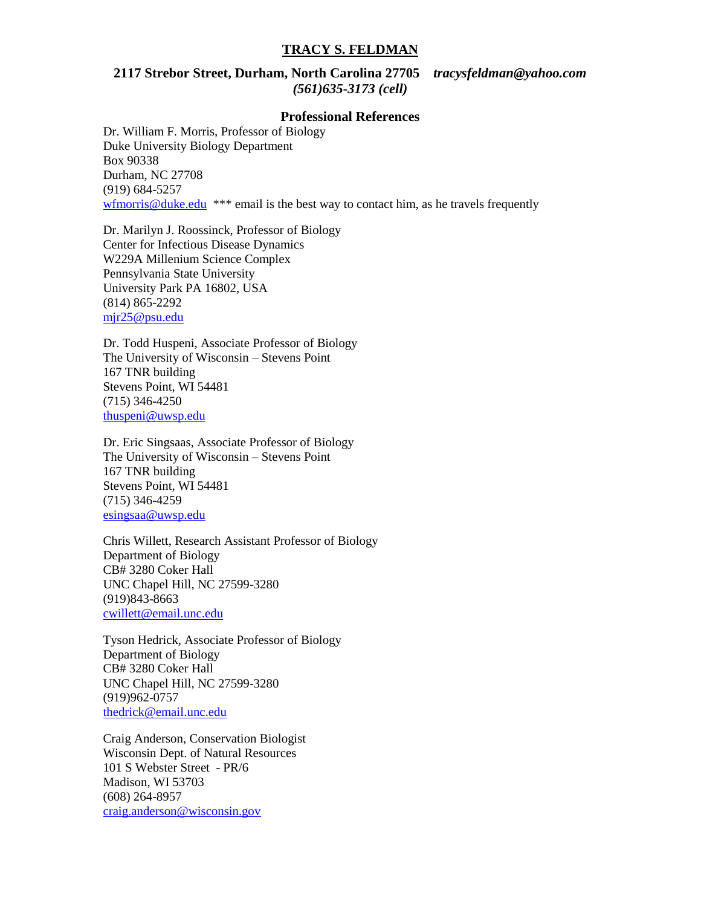# TRACY S. FELDMAN

**2117 Strebor Street, Durham, North Carolina 27705** ***tracysfeldman@yahoo.com***
***(561)635-3173 (cell)***

## Professional References

Dr. William F. Morris, Professor of Biology
Duke University Biology Department
Box 90338
Durham, NC 27708
(919) 684-5257
wfmorris@duke.edu *** email is the best way to contact him, as he travels frequently

Dr. Marilyn J. Roossinck, Professor of Biology
Center for Infectious Disease Dynamics
W229A Millenium Science Complex
Pennsylvania State University
University Park PA 16802, USA
(814) 865-2292
mjr25@psu.edu

Dr. Todd Huspeni, Associate Professor of Biology
The University of Wisconsin – Stevens Point
167 TNR building
Stevens Point, WI 54481
(715) 346-4250
thuspeni@uwsp.edu

Dr. Eric Singsaas, Associate Professor of Biology
The University of Wisconsin – Stevens Point
167 TNR building
Stevens Point, WI 54481
(715) 346-4259
esingsaa@uwsp.edu

Chris Willett, Research Assistant Professor of Biology
Department of Biology
CB# 3280 Coker Hall
UNC Chapel Hill, NC 27599-3280
(919)843-8663
cwillett@email.unc.edu

Tyson Hedrick, Associate Professor of Biology
Department of Biology
CB# 3280 Coker Hall
UNC Chapel Hill, NC 27599-3280
(919)962-0757
thedrick@email.unc.edu

Craig Anderson, Conservation Biologist
Wisconsin Dept. of Natural Resources
101 S Webster Street - PR/6
Madison, WI 53703
(608) 264-8957
craig.anderson@wisconsin.gov